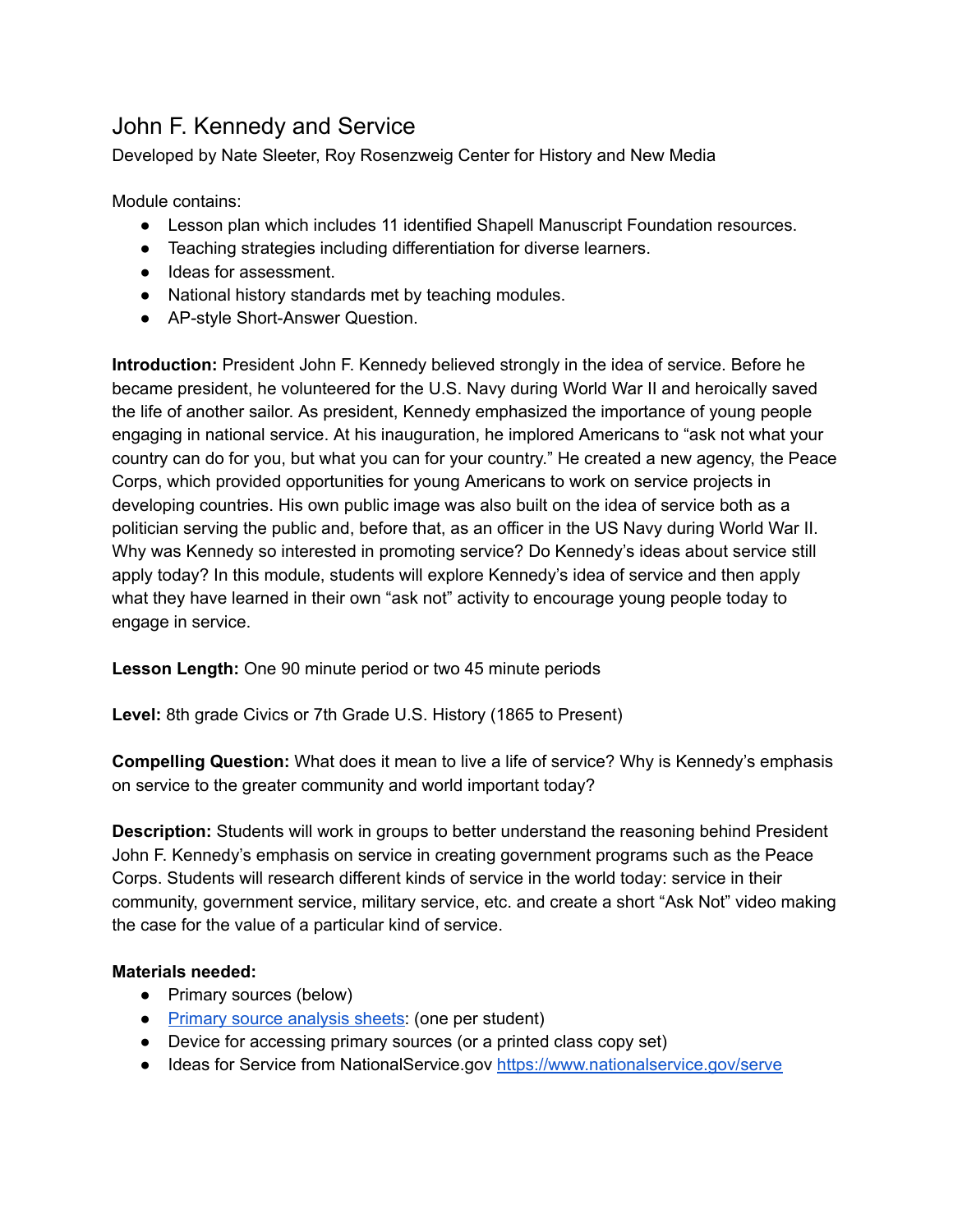# John F. Kennedy and Service

Developed by Nate Sleeter, Roy Rosenzweig Center for History and New Media

Module contains:

- Lesson plan which includes 11 identified Shapell Manuscript Foundation resources.
- Teaching strategies including differentiation for diverse learners.
- Ideas for assessment.
- National history standards met by teaching modules.
- AP-style Short-Answer Question.

**Introduction:** President John F. Kennedy believed strongly in the idea of service. Before he became president, he volunteered for the U.S. Navy during World War II and heroically saved the life of another sailor. As president, Kennedy emphasized the importance of young people engaging in national service. At his inauguration, he implored Americans to "ask not what your country can do for you, but what you can for your country." He created a new agency, the Peace Corps, which provided opportunities for young Americans to work on service projects in developing countries. His own public image was also built on the idea of service both as a politician serving the public and, before that, as an officer in the US Navy during World War II. Why was Kennedy so interested in promoting service? Do Kennedy's ideas about service still apply today? In this module, students will explore Kennedy's idea of service and then apply what they have learned in their own "ask not" activity to encourage young people today to engage in service.

**Lesson Length:** One 90 minute period or two 45 minute periods

**Level:** 8th grade Civics or 7th Grade U.S. History (1865 to Present)

**Compelling Question:** What does it mean to live a life of service? Why is Kennedy's emphasis on service to the greater community and world important today?

**Description:** Students will work in groups to better understand the reasoning behind President John F. Kennedy's emphasis on service in creating government programs such as the Peace Corps. Students will research different kinds of service in the world today: service in their community, government service, military service, etc. and create a short "Ask Not" video making the case for the value of a particular kind of service.

**Materials needed:**

- Primary sources (below)
- [Primary source analysis sheets](): (one per student)
- Device for accessing primary sources (or a printed class copy set)
- Ideas for Service from NationalService.gov [https://www.nationalservice.gov/serve](https://www.nationalservice.gov/serve)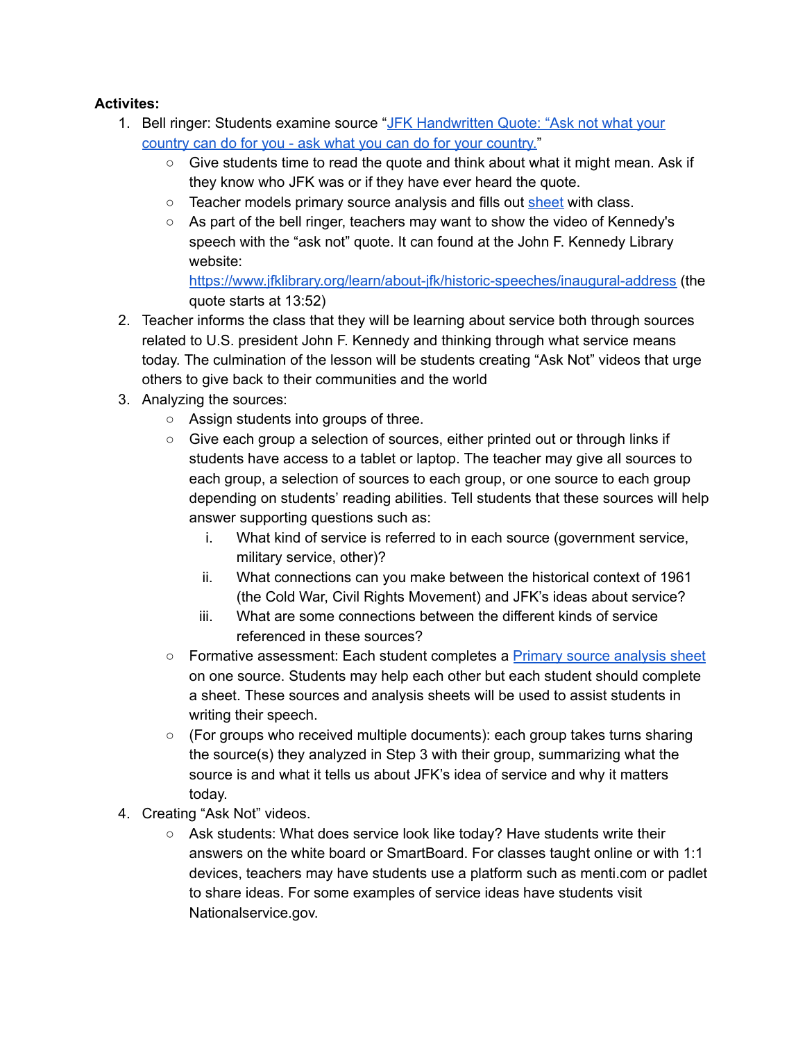**Activites:**

1. Bell ringer: Students examine source "JFK Handwritten Quote: "Ask not what your country can do for you - ask what you can do for your country.""
   - Give students time to read the quote and think about what it might mean. Ask if they know who JFK was or if they have ever heard the quote.
   - Teacher models primary source analysis and fills out sheet with class.
   - As part of the bell ringer, teachers may want to show the video of Kennedy's speech with the "ask not" quote. It can found at the John F. Kennedy Library website: https://www.jfklibrary.org/learn/about-jfk/historic-speeches/inaugural-address (the quote starts at 13:52)
2. Teacher informs the class that they will be learning about service both through sources related to U.S. president John F. Kennedy and thinking through what service means today. The culmination of the lesson will be students creating "Ask Not" videos that urge others to give back to their communities and the world
3. Analyzing the sources:
   - Assign students into groups of three.
   - Give each group a selection of sources, either printed out or through links if students have access to a tablet or laptop. The teacher may give all sources to each group, a selection of sources to each group, or one source to each group depending on students' reading abilities. Tell students that these sources will help answer supporting questions such as:
     i. What kind of service is referred to in each source (government service, military service, other)?
     ii. What connections can you make between the historical context of 1961 (the Cold War, Civil Rights Movement) and JFK's ideas about service?
     iii. What are some connections between the different kinds of service referenced in these sources?
   - Formative assessment: Each student completes a Primary source analysis sheet on one source. Students may help each other but each student should complete a sheet. These sources and analysis sheets will be used to assist students in writing their speech.
   - (For groups who received multiple documents): each group takes turns sharing the source(s) they analyzed in Step 3 with their group, summarizing what the source is and what it tells us about JFK's idea of service and why it matters today.
4. Creating "Ask Not" videos.
   - Ask students: What does service look like today? Have students write their answers on the white board or SmartBoard. For classes taught online or with 1:1 devices, teachers may have students use a platform such as menti.com or padlet to share ideas. For some examples of service ideas have students visit Nationalservice.gov.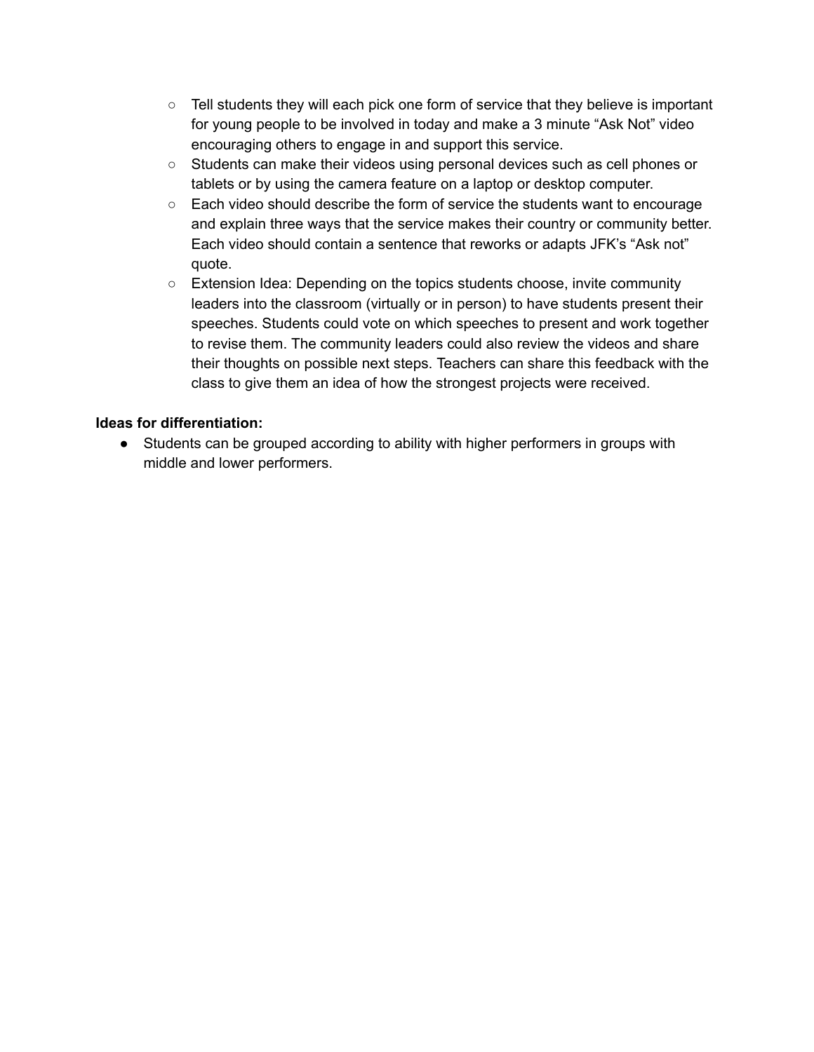- Tell students they will each pick one form of service that they believe is important for young people to be involved in today and make a 3 minute "Ask Not" video encouraging others to engage in and support this service.
  - Students can make their videos using personal devices such as cell phones or tablets or by using the camera feature on a laptop or desktop computer.
  - Each video should describe the form of service the students want to encourage and explain three ways that the service makes their country or community better. Each video should contain a sentence that reworks or adapts JFK's "Ask not" quote.
  - Extension Idea: Depending on the topics students choose, invite community leaders into the classroom (virtually or in person) to have students present their speeches. Students could vote on which speeches to present and work together to revise them. The community leaders could also review the videos and share their thoughts on possible next steps. Teachers can share this feedback with the class to give them an idea of how the strongest projects were received.

**Ideas for differentiation:**

- Students can be grouped according to ability with higher performers in groups with middle and lower performers.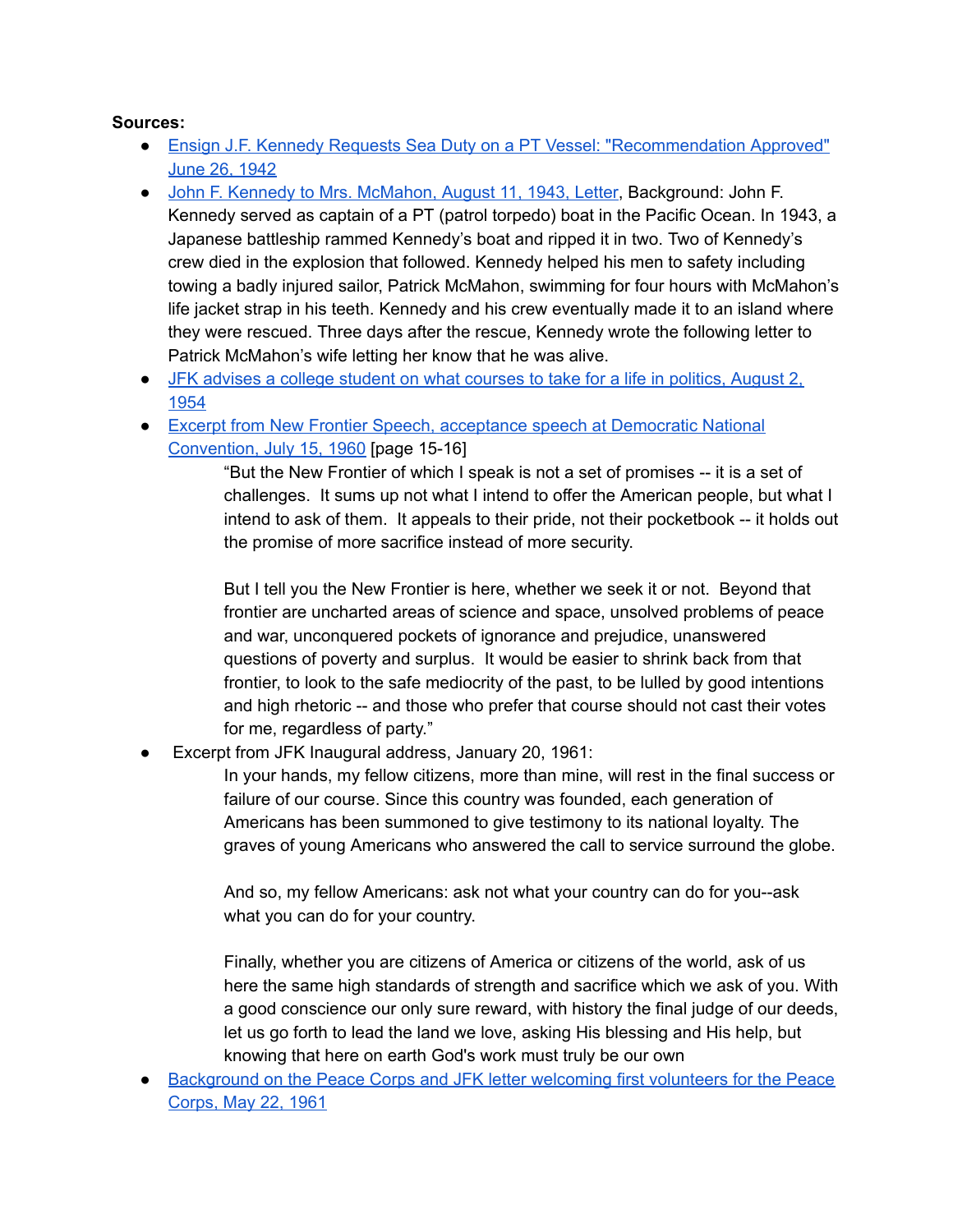**Sources:**

- Ensign J.F. Kennedy Requests Sea Duty on a PT Vessel: "Recommendation Approved" June 26, 1942
- John F. Kennedy to Mrs. McMahon, August 11, 1943, Letter, Background: John F. Kennedy served as captain of a PT (patrol torpedo) boat in the Pacific Ocean. In 1943, a Japanese battleship rammed Kennedy's boat and ripped it in two. Two of Kennedy's crew died in the explosion that followed. Kennedy helped his men to safety including towing a badly injured sailor, Patrick McMahon, swimming for four hours with McMahon's life jacket strap in his teeth. Kennedy and his crew eventually made it to an island where they were rescued. Three days after the rescue, Kennedy wrote the following letter to Patrick McMahon's wife letting her know that he was alive.
- JFK advises a college student on what courses to take for a life in politics, August 2, 1954
- Excerpt from New Frontier Speech, acceptance speech at Democratic National Convention, July 15, 1960 [page 15-16]

  > "But the New Frontier of which I speak is not a set of promises -- it is a set of challenges. It sums up not what I intend to offer the American people, but what I intend to ask of them. It appeals to their pride, not their pocketbook -- it holds out the promise of more sacrifice instead of more security.
  >
  > But I tell you the New Frontier is here, whether we seek it or not. Beyond that frontier are uncharted areas of science and space, unsolved problems of peace and war, unconquered pockets of ignorance and prejudice, unanswered questions of poverty and surplus. It would be easier to shrink back from that frontier, to look to the safe mediocrity of the past, to be lulled by good intentions and high rhetoric -- and those who prefer that course should not cast their votes for me, regardless of party."

- Excerpt from JFK Inaugural address, January 20, 1961:

  > In your hands, my fellow citizens, more than mine, will rest in the final success or failure of our course. Since this country was founded, each generation of Americans has been summoned to give testimony to its national loyalty. The graves of young Americans who answered the call to service surround the globe.
  >
  > And so, my fellow Americans: ask not what your country can do for you--ask what you can do for your country.
  >
  > Finally, whether you are citizens of America or citizens of the world, ask of us here the same high standards of strength and sacrifice which we ask of you. With a good conscience our only sure reward, with history the final judge of our deeds, let us go forth to lead the land we love, asking His blessing and His help, but knowing that here on earth God's work must truly be our own

- Background on the Peace Corps and JFK letter welcoming first volunteers for the Peace Corps, May 22, 1961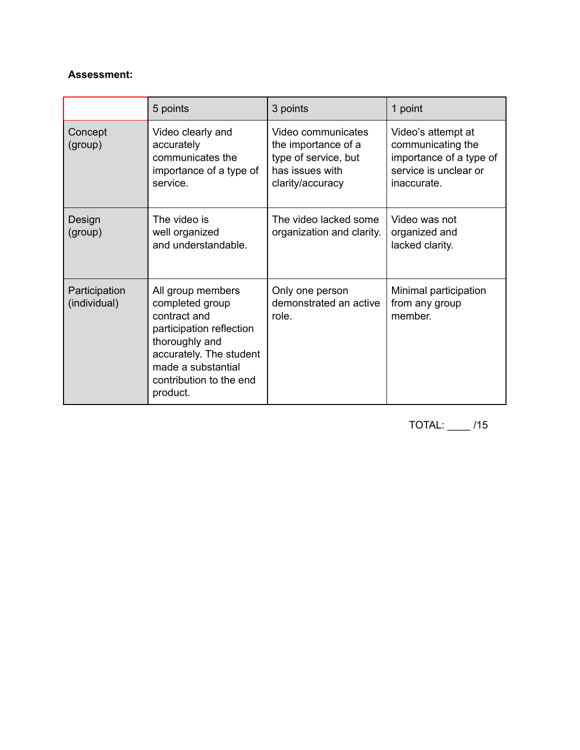**Assessment:**

| | 5 points | 3 points | 1 point |
|---|---|---|---|
| Concept (group) | Video clearly and accurately communicates the importance of a type of service. | Video communicates the importance of a type of service, but has issues with clarity/accuracy | Video's attempt at communicating the importance of a type of service is unclear or inaccurate. |
| Design (group) | The video is well organized and understandable. | The video lacked some organization and clarity. | Video was not organized and lacked clarity. |
| Participation (individual) | All group members completed group contract and participation reflection thoroughly and accurately. The student made a substantial contribution to the end product. | Only one person demonstrated an active role. | Minimal participation from any group member. |

TOTAL: ____ /15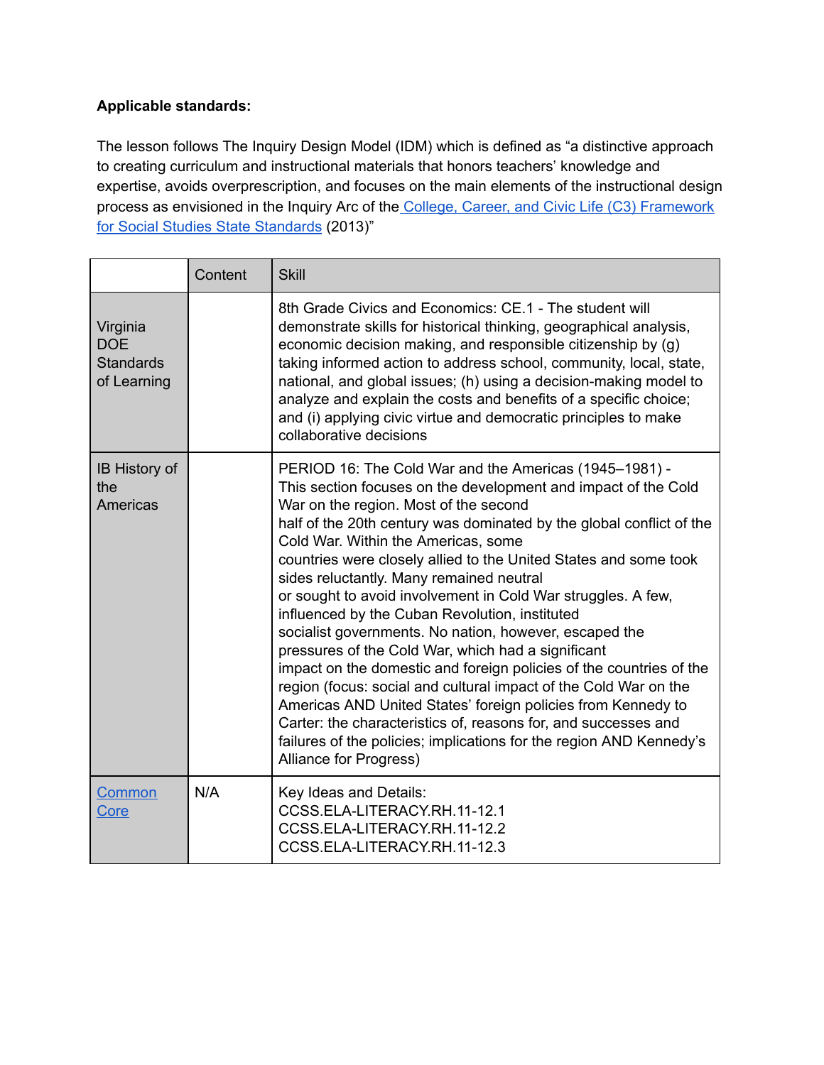**Applicable standards:**

The lesson follows The Inquiry Design Model (IDM) which is defined as "a distinctive approach to creating curriculum and instructional materials that honors teachers' knowledge and expertise, avoids overprescription, and focuses on the main elements of the instructional design process as envisioned in the Inquiry Arc of the [College, Career, and Civic Life (C3) Framework for Social Studies State Standards](#) (2013)"

| | Content | Skill |
|---|---|---|
| Virginia DOE Standards of Learning | | 8th Grade Civics and Economics: CE.1 - The student will demonstrate skills for historical thinking, geographical analysis, economic decision making, and responsible citizenship by (g) taking informed action to address school, community, local, state, national, and global issues; (h) using a decision-making model to analyze and explain the costs and benefits of a specific choice; and (i) applying civic virtue and democratic principles to make collaborative decisions |
| IB History of the Americas | | PERIOD 16: The Cold War and the Americas (1945–1981) - This section focuses on the development and impact of the Cold War on the region. Most of the second half of the 20th century was dominated by the global conflict of the Cold War. Within the Americas, some countries were closely allied to the United States and some took sides reluctantly. Many remained neutral or sought to avoid involvement in Cold War struggles. A few, influenced by the Cuban Revolution, instituted socialist governments. No nation, however, escaped the pressures of the Cold War, which had a significant impact on the domestic and foreign policies of the countries of the region (focus: social and cultural impact of the Cold War on the Americas AND United States' foreign policies from Kennedy to Carter: the characteristics of, reasons for, and successes and failures of the policies; implications for the region AND Kennedy's Alliance for Progress) |
| [Common Core](#) | N/A | Key Ideas and Details:<br>CCSS.ELA-LITERACY.RH.11-12.1<br>CCSS.ELA-LITERACY.RH.11-12.2<br>CCSS.ELA-LITERACY.RH.11-12.3 |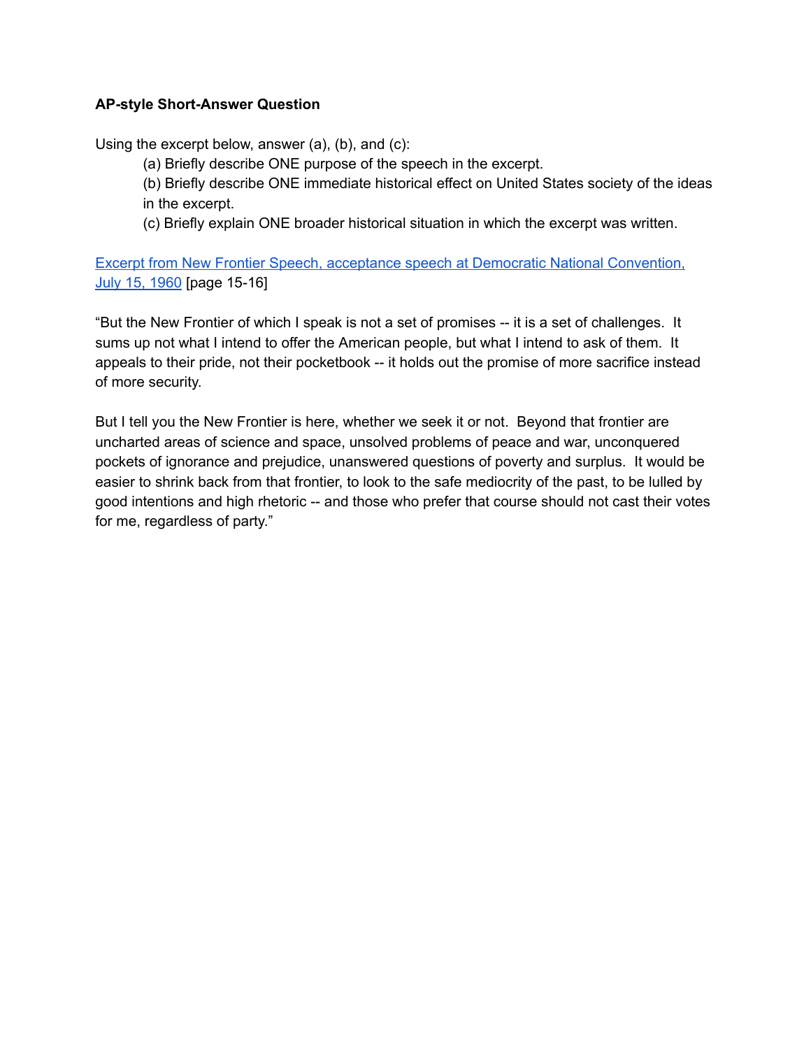**AP-style Short-Answer Question**

Using the excerpt below, answer (a), (b), and (c):

(a) Briefly describe ONE purpose of the speech in the excerpt.

(b) Briefly describe ONE immediate historical effect on United States society of the ideas in the excerpt.

(c) Briefly explain ONE broader historical situation in which the excerpt was written.

Excerpt from New Frontier Speech, acceptance speech at Democratic National Convention, July 15, 1960 [page 15-16]

"But the New Frontier of which I speak is not a set of promises -- it is a set of challenges. It sums up not what I intend to offer the American people, but what I intend to ask of them. It appeals to their pride, not their pocketbook -- it holds out the promise of more sacrifice instead of more security.

But I tell you the New Frontier is here, whether we seek it or not. Beyond that frontier are uncharted areas of science and space, unsolved problems of peace and war, unconquered pockets of ignorance and prejudice, unanswered questions of poverty and surplus. It would be easier to shrink back from that frontier, to look to the safe mediocrity of the past, to be lulled by good intentions and high rhetoric -- and those who prefer that course should not cast their votes for me, regardless of party."